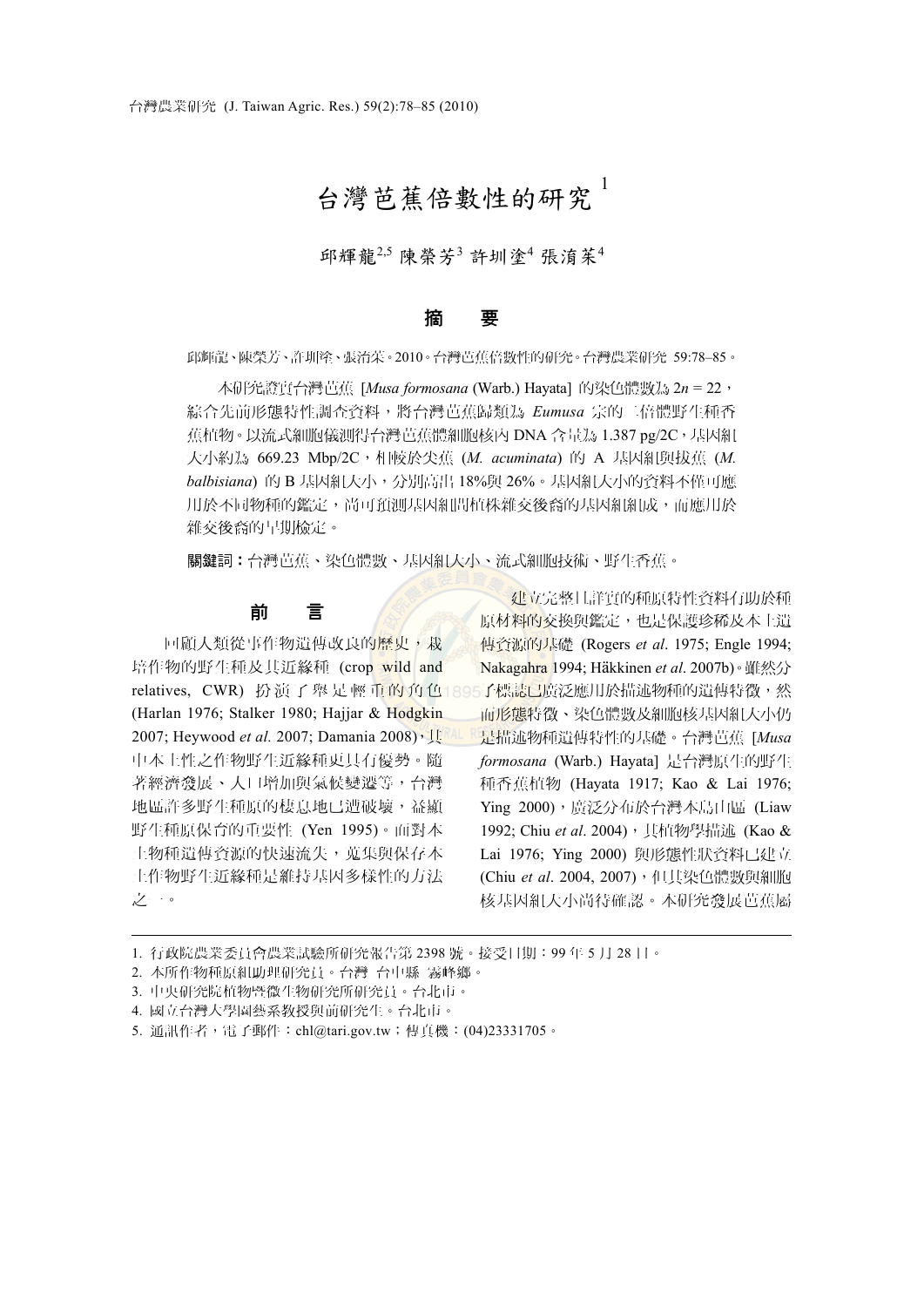# 台灣芭蕉倍數性的研究[1]

邱輝龍[2,5] 陳榮芳[3] 許圳塗[4] 張清茉[4]

## 摘　要

邱輝龍、陳榮芳、許圳塗、張清茉。2010。台灣芭蕉倍數性的研究。台灣農業研究 59:78–85。

本研究證實台灣芭蕉 [*Musa formosana* (Warb.) Hayata] 的染色體數為 2*n* = 22，綜合先前形態特性調查資料，將台灣芭蕉歸類為 *Eumusa* 宗的二倍體野生種香蕉植物。以流式細胞儀測得台灣芭蕉體細胞核內 DNA 含量為 1.387 pg/2C，基因組大小約為 669.23 Mbp/2C，相較於尖蕉 (*M. acuminata*) 的 A 基因組與拔蕉 (*M. balbisiana*) 的 B 基因組大小，分別高出 18%與 26%。基因組大小的資料不僅可應用於不同物種的鑑定，尚可預測基因組間植株雜交後裔的基因組組成，而應用於雜交後裔的早期檢定。

**關鍵詞：**台灣芭蕉、染色體數、基因組大小、流式細胞技術、野生香蕉。

## 前　言

回顧人類從事作物遺傳改良的歷史，栽培作物的野生種及其近緣種 (crop wild and relatives, CWR) 扮演了舉足輕重的角色 (Harlan 1976; Stalker 1980; Hajjar & Hodgkin 2007; Heywood *et al.* 2007; Damania 2008)，其中本土性之作物野生近緣種更具有優勢。隨著經濟發展、人口增加與氣候變遷等，台灣地區許多野生種原的棲息地已遭破壞，益顯野生種原保育的重要性 (Yen 1995)。面對本土物種遺傳資源的快速流失，蒐集與保存本土作物野生近緣種是維持基因多樣性的方法之一。

建立完整且詳實的種原特性資料有助於種原材料的交換與鑑定，也是保護珍稀及本土遺傳資源的基礎 (Rogers *et al*. 1975; Engle 1994; Nakagahra 1994; Häkkinen *et al*. 2007b)。雖然分子標誌已廣泛應用於描述物種的遺傳特徵，然而形態特徵、染色體數及細胞核基因組大小仍是描述物種遺傳特性的基礎。台灣芭蕉 [*Musa formosana* (Warb.) Hayata] 是台灣原生的野生種香蕉植物 (Hayata 1917; Kao & Lai 1976; Ying 2000)，廣泛分布於台灣本島山區 (Liaw 1992; Chiu *et al*. 2004)，其植物學描述 (Kao & Lai 1976; Ying 2000) 與形態性狀資料已建立 (Chiu *et al*. 2004, 2007)，但其染色體數與細胞核基因組大小尚待確認。本研究發展芭蕉屬

---

1. 行政院農業委員會農業試驗所研究報告第 2398 號。接受日期：99 年 5 月 28 日。
2. 本所作物種原組助理研究員。台灣 台中縣 霧峰鄉。
3. 中央研究院植物暨微生物研究所研究員。台北市。
4. 國立台灣大學園藝系教授與前研究生。台北市。
5. 通訊作者，電子郵件：chl@tari.gov.tw；傳真機：(04)23331705。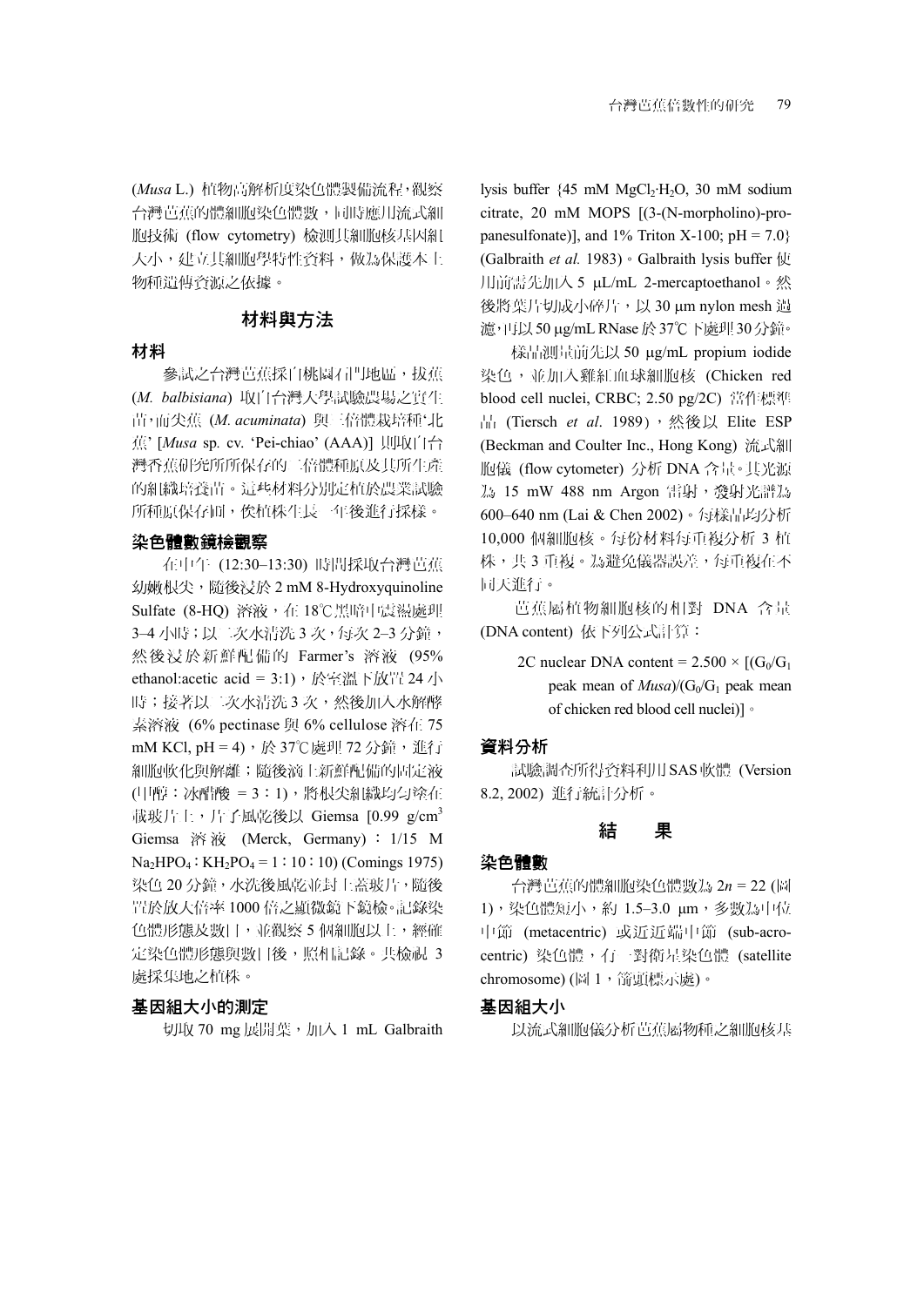(*Musa* L.) 植物高解析度染色體製備流程，觀察台灣芭蕉的體細胞染色體數，同時應用流式細胞技術 (flow cytometry) 檢測其細胞核基因組大小，建立其細胞學特性資料，做為保護本土物種遺傳資源之依據。

## 材料與方法

### 材料

參試之台灣芭蕉採自桃園石門地區，拔蕉 (*M. balbisiana*) 取自台灣大學試驗農場之實生苗，而尖蕉 (*M. acuminata*) 與三倍體栽培種'北蕉' [*Musa* sp. cv. 'Pei-chiao' (AAA)] 則取自台灣香蕉研究所所保存的二倍體種原及其所生產的組織培養苗。這些材料分別定植於農業試驗所種原保存區，俟植株生長一年後進行採樣。

### 染色體數鏡檢觀察

在中午 (12:30–13:30) 時間採取台灣芭蕉幼嫩根尖，隨後浸於 2 mM 8-Hydroxyquinoline Sulfate (8-HQ) 溶液，在 18℃黑暗中震盪處理 3–4 小時；以二次水清洗 3 次，每次 2–3 分鐘，然後浸於新鮮配備的 Farmer's 溶液 (95% ethanol:acetic acid = 3:1)，於室溫下放置 24 小時；接著以二次水清洗 3 次，然後加入水解酵素溶液 (6% pectinase 與 6% cellulose 溶在 75 mM KCl, pH = 4)，於 37℃處理 72 分鐘，進行細胞軟化與解離；隨後滴上新鮮配備的固定液 (甲醇：冰醋酸 = 3：1)，將根尖組織均勻塗在載玻片上，片子風乾後以 Giemsa [0.99 g/cm$^3$ Giemsa 溶液 (Merck, Germany)：1/15 M $Na_2HPO_4$：$KH_2PO_4$ = 1：10：10) (Comings 1975) 染色 20 分鐘，水洗後風乾並封上蓋玻片，隨後置於放大倍率 1000 倍之顯微鏡下鏡檢。記錄染色體形態及數目，並觀察 5 個細胞以上，經確定染色體形態與數目後，照相記錄。共檢視 3 處採集地之植株。

### 基因組大小的測定

切取 70 mg 展開葉，加入 1 mL Galbraith lysis buffer {45 mM $MgCl_2 \cdot H_2O$, 30 mM sodium citrate, 20 mM MOPS [(3-(N-morpholino)-propanesulfonate)], and 1% Triton X-100; pH = 7.0} (Galbraith *et al.* 1983)。Galbraith lysis buffer 使用前需先加入 5 μL/mL 2-mercaptoethanol。然後將葉片切成小碎片，以 30 μm nylon mesh 過濾，再以 50 μg/mL RNase 於 37℃下處理 30 分鐘。

樣品測量前先以 50 μg/mL propium iodide 染色，並加入雞紅血球細胞核 (Chicken red blood cell nuclei, CRBC; 2.50 pg/2C) 當作標準品 (Tiersch *et al*. 1989)，然後以 Elite ESP (Beckman and Coulter Inc., Hong Kong) 流式細胞儀 (flow cytometer) 分析 DNA 含量。其光源為 15 mW 488 nm Argon 雷射，發射光譜為 600–640 nm (Lai & Chen 2002)。每樣品均分析 10,000 個細胞核。每份材料每重複分析 3 植株，共 3 重複。為避免儀器誤差，每重複在不同天進行。

芭蕉屬植物細胞核的相對 DNA 含量 (DNA content) 依下列公式計算：

2C nuclear DNA content = 2.500 × [($G_0$/$G_1$ peak mean of *Musa*)/($G_0$/$G_1$ peak mean of chicken red blood cell nuclei)]。

### 資料分析

試驗調查所得資料利用 SAS 軟體 (Version 8.2, 2002) 進行統計分析。

## 結　果

### 染色體數

台灣芭蕉的體細胞染色體數為 $2n = 22$ (圖 1)，染色體短小，約 1.5–3.0 μm，多數為中位中節 (metacentric) 或近近端中節 (sub-acrocentric) 染色體，有一對衛星染色體 (satellite chromosome) (圖 1，箭頭標示處)。

### 基因組大小

以流式細胞儀分析芭蕉屬物種之細胞核基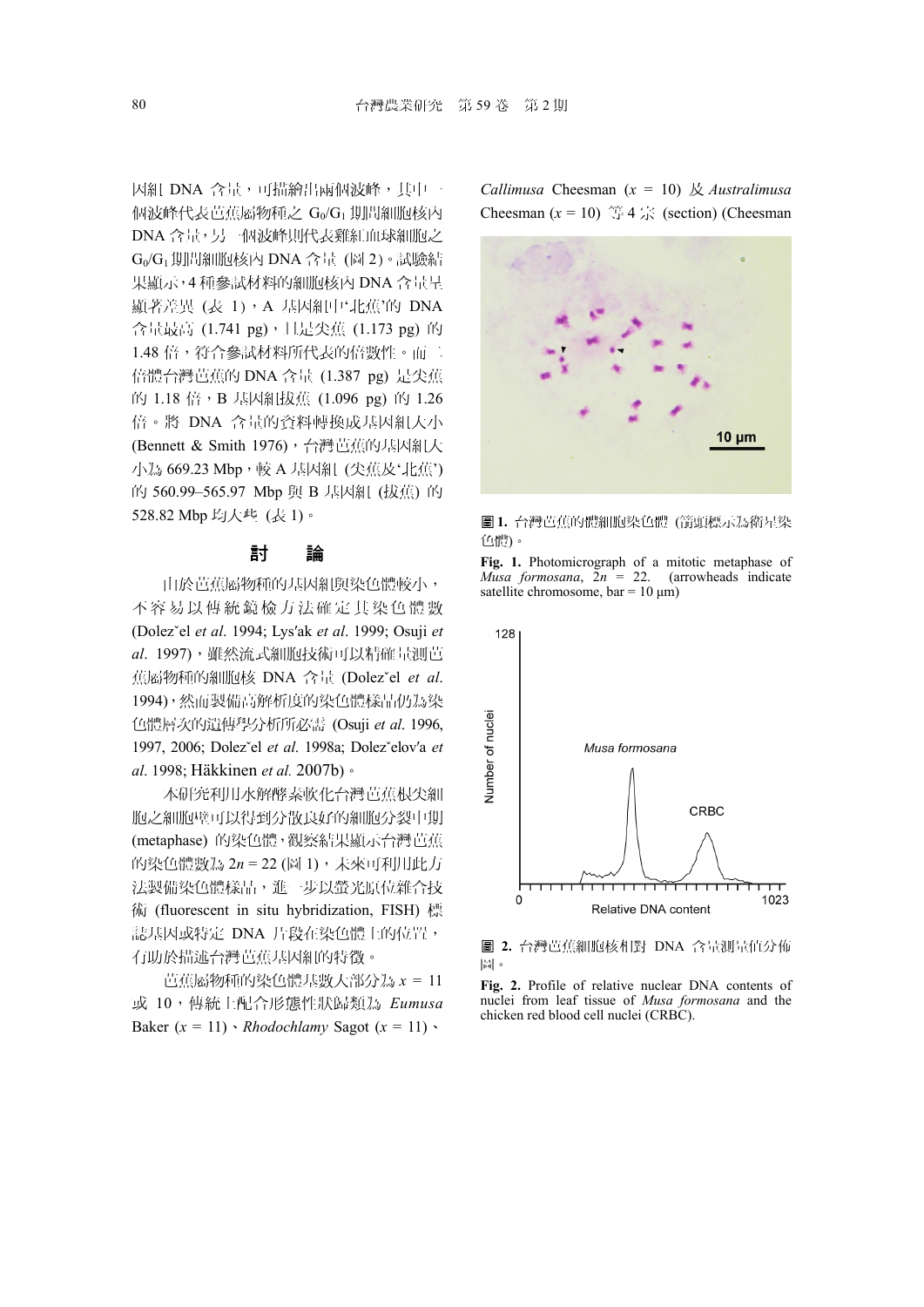因組 DNA 含量，可描繪出兩個波峰，其中一個波峰代表芭蕉屬物種之 $G_0/G_1$ 期間細胞核內 DNA 含量，另一個波峰則代表雞紅血球細胞之 $G_0/G_1$ 期間細胞核內 DNA 含量 (圖 2)。試驗結果顯示，4 種參試材料的細胞核內 DNA 含量呈顯著差異 (表 1)，A 基因組中'北蕉'的 DNA 含量最高 (1.741 pg)，其是尖蕉 (1.173 pg) 的 1.48 倍，符合參試材料所代表的倍數性。而二倍體台灣芭蕉的 DNA 含量 (1.387 pg) 是尖蕉的 1.18 倍，B 基因組拔蕉 (1.096 pg) 的 1.26 倍。將 DNA 含量的資料轉換成基因組大小 (Bennett & Smith 1976)，台灣芭蕉的基因組大小為 669.23 Mbp，較 A 基因組 (尖蕉及'北蕉') 的 560.99–565.97 Mbp 與 B 基因組 (拔蕉) 的 528.82 Mbp 均大些 (表 1)。

## 討　　論

由於芭蕉屬物種的基因組與染色體較小，不容易以傳統鏡檢方法確定其染色體數 (Dolezˇel *et al*. 1994; Lys′ak *et al*. 1999; Osuji *et al*. 1997)，雖然流式細胞技術可以精確量測芭蕉屬物種的細胞核 DNA 含量 (Dolezˇel *et al*. 1994)，然而製備高解析度的染色體樣品仍為染色體層次的遺傳學分析所必需 (Osuji *et al*. 1996, 1997, 2006; Dolezˇel *et al*. 1998a; Dolezˇelov′a *et al*. 1998; Häkkinen *et al.* 2007b)。

本研究利用水解酵素軟化台灣芭蕉根尖細胞之細胞壁可以得到分散良好的細胞分裂中期 (metaphase) 的染色體，觀察結果顯示台灣芭蕉的染色體數為 $2n = 22$ (圖 1)，未來可利用此方法製備染色體樣品，進一步以螢光原位雜合技術 (fluorescent in situ hybridization, FISH) 標誌基因或特定 DNA 片段在染色體上的位置，有助於描述台灣芭蕉基因組的特徵。

芭蕉屬物種的染色體基數大部分為 $x = 11$ 或 10，傳統上配合形態性狀歸類為 *Eumusa* Baker ($x = 11$)、*Rhodochlamy* Sagot ($x = 11$)、*Callimusa* Cheesman ($x = 10$) 及 *Australimusa* Cheesman ($x = 10$) 等 4 宗 (section) (Cheesman

**圖 1.** 台灣芭蕉的體細胞染色體 (箭頭標示為衛星染色體)。

**Fig. 1.** Photomicrograph of a mitotic metaphase of *Musa formosana*, $2n = 22$. (arrowheads indicate satellite chromosome, bar = 10 μm)

**圖 2.** 台灣芭蕉細胞核相對 DNA 含量測量值分佈圖。

**Fig. 2.** Profile of relative nuclear DNA contents of nuclei from leaf tissue of *Musa formosana* and the chicken red blood cell nuclei (CRBC).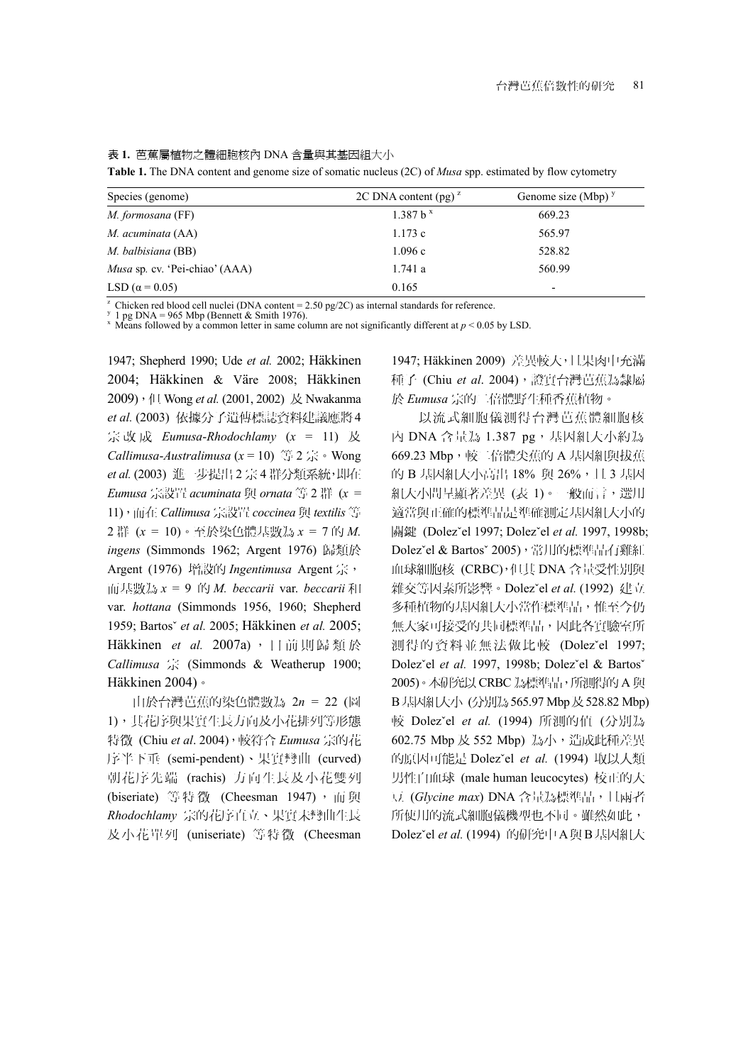表 **1.** 芭蕉屬植物之體細胞核內 DNA 含量與其基因組大小

**Table 1.** The DNA content and genome size of somatic nucleus (2C) of *Musa* spp. estimated by flow cytometry

| Species (genome) | 2C DNA content (pg) [z] | Genome size (Mbp) [y] |
|---|---|---|
| *M. formosana* (FF) | 1.387 b [x] | 669.23 |
| *M. acuminata* (AA) | 1.173 c | 565.97 |
| *M. balbisiana* (BB) | 1.096 c | 528.82 |
| *Musa* sp. cv. 'Pei-chiao' (AAA) | 1.741 a | 560.99 |
| LSD ($\alpha$ = 0.05) | 0.165 | - |

[z] Chicken red blood cell nuclei (DNA content = 2.50 pg/2C) as internal standards for reference.
[y] 1 pg DNA = 965 Mbp (Bennett & Smith 1976).
[x] Means followed by a common letter in same column are not significantly different at $p < 0.05$ by LSD.

1947; Shepherd 1990; Ude *et al.* 2002; Häkkinen 2004; Häkkinen & Väre 2008; Häkkinen 2009)，但 Wong *et al.* (2001, 2002) 及 Nwakanma *et al.* (2003) 依據分子遺傳標誌資料建議應將 4 宗改成 *Eumusa-Rhodochlamy* ($x$ = 11) 及 *Callimusa-Australimusa* ($x$ = 10) 等 2 宗。Wong *et al.* (2003) 進一步提出 2 宗 4 群分類系統，即在 *Eumusa* 宗設置 *acuminata* 與 *ornata* 等 2 群 ($x$ = 11)，而在 *Callimusa* 宗設置 *coccinea* 與 *textilis* 等 2 群 ($x$ = 10)。至於染色體基數為 $x$ = 7 的 *M. ingens* (Simmonds 1962; Argent 1976) 歸類於 Argent (1976) 增設的 *Ingentimusa* Argent 宗，而基數為 $x$ = 9 的 *M. beccarii* var. *beccarii* 和 var. *hottana* (Simmonds 1956, 1960; Shepherd 1959; Bartoš *et al.* 2005; Häkkinen *et al.* 2005; Häkkinen *et al.* 2007a)，目前則歸類於 *Callimusa* 宗 (Simmonds & Weatherup 1900; Häkkinen 2004)。

由於台灣芭蕉的染色體數為 2$n$ = 22 (圖 1)，其花序與果實生長方向及小花排列等形態特徵 (Chiu *et al*. 2004)，較符合 *Eumusa* 宗的花序半下垂 (semi-pendent)、果實彎曲 (curved) 朝花序先端 (rachis) 方向生長及小花雙列 (biseriate) 等特徵 (Cheesman 1947)，而與 *Rhodochlamy* 宗的花序直立、果實未彎曲生長及小花單列 (uniseriate) 等特徵 (Cheesman 1947; Häkkinen 2009) 差異較大，且果肉中充滿種子 (Chiu *et al*. 2004)，證實台灣芭蕉為隸屬於 *Eumusa* 宗的二倍體野生種香蕉植物。

以流式細胞儀測得台灣芭蕉體細胞核內 DNA 含量為 1.387 pg，基因組大小約為 669.23 Mbp，較二倍體尖蕉的 A 基因組與拔蕉的 B 基因組大小高出 18% 與 26%，且 3 基因組大小間呈顯著差異 (表 1)。一般而言，選用適當與正確的標準品是準確測定基因組大小的關鍵 (Doležel 1997; Doležel *et al.* 1997, 1998b; Doležel & Bartoš 2005)，常用的標準品有雞紅血球細胞核 (CRBC)，但其 DNA 含量受性別與雜交等因素所影響。Doležel *et al.* (1992) 建立多種植物的基因組大小當作標準品，惟至今仍無大家可接受的共同標準品，因此各實驗室所測得的資料並無法做比較 (Doležel 1997; Doležel *et al.* 1997, 1998b; Doležel & Bartoš 2005)。本研究以 CRBC 為標準品，所測得的 A 與 B 基因組大小 (分別為 565.97 Mbp 及 528.82 Mbp) 較 Doležel *et al.* (1994) 所測的值 (分別為 602.75 Mbp 及 552 Mbp) 為小，造成此種差異的原因可能是 Doležel *et al.* (1994) 取以人類男性白血球 (male human leucocytes) 校正的大豆 (*Glycine max*) DNA 含量為標準品，且兩者所使用的流式細胞儀機型也不同。雖然如此，Doležel *et al.* (1994) 的研究中 A 與 B 基因組大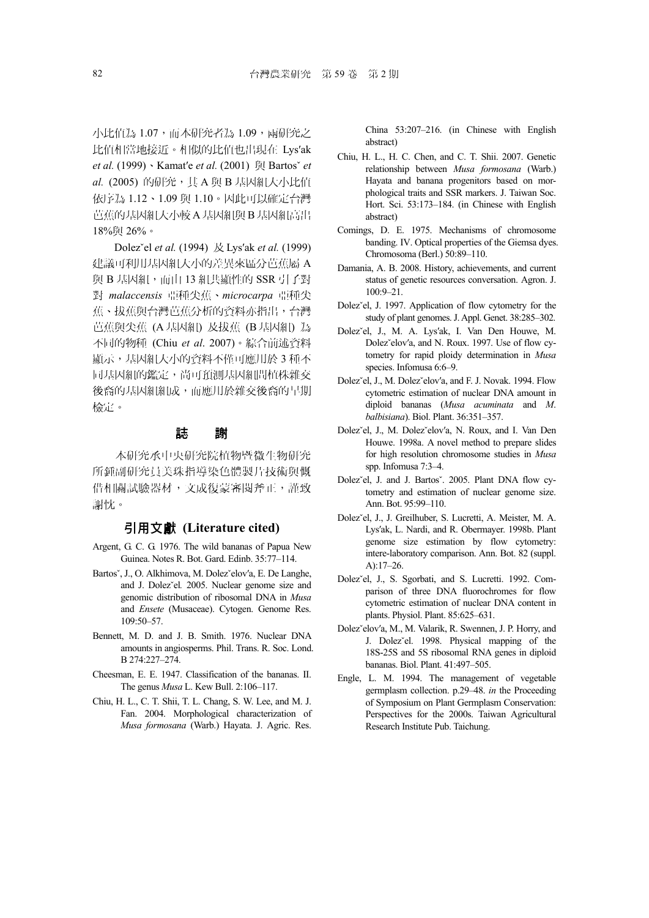小比值為 1.07，而本研究者為 1.09，兩研究之比值相當地接近。相似的比值也出現在 Lys′ak *et al.* (1999)、Kamat′e *et al.* (2001) 與 Bartosˇ *et al.* (2005) 的研究，其 A 與 B 基因組大小比值依序為 1.12、1.09 與 1.10。因此可以確定台灣芭蕉的基因組大小較 A 基因組與 B 基因組高出 18%與 26%。

Dolezˇel *et al.* (1994) 及 Lys′ak *et al.* (1999) 建議可利用基因組大小的差異來區分芭蕉屬 A 與 B 基因組，而由 13 組共顯性的 SSR 引子對對 *malaccensis* 亞種尖蕉、*microcarpa* 亞種尖蕉、拔蕉與台灣芭蕉分析的資料亦指出，台灣芭蕉與尖蕉 (A 基因組) 及拔蕉 (B 基因組) 為不同的物種 (Chiu *et al*. 2007)。綜合前述資料顯示，基因組大小的資料不僅可應用於 3 種不同基因組的鑑定，尚可預測基因組間植株雜交後裔的基因組組成，而應用於雜交後裔的早期檢定。

## 誌　　謝

本研究承中央研究院植物暨微生物研究所鍾副研究員美珠指導染色體製片技術與慨借相關試驗器材，文成復蒙審閱斧正，謹致謝忱。

## 引用文獻 (Literature cited)

Argent, G. C. G. 1976. The wild bananas of Papua New Guinea. Notes R. Bot. Gard. Edinb. 35:77–114.

Bartosˇ, J., O. Alkhimova, M. Dolezˇelov′a, E. De Langhe, and J. Dolezˇel. 2005. Nuclear genome size and genomic distribution of ribosomal DNA in *Musa* and *Ensete* (Musaceae). Cytogen. Genome Res. 109:50–57.

Bennett, M. D. and J. B. Smith. 1976. Nuclear DNA amounts in angiosperms. Phil. Trans. R. Soc. Lond. B 274:227–274.

Cheesman, E. E. 1947. Classification of the bananas. II. The genus *Musa* L. Kew Bull. 2:106–117.

Chiu, H. L., C. T. Shii, T. L. Chang, S. W. Lee, and M. J. Fan. 2004. Morphological characterization of *Musa formosana* (Warb.) Hayata. J. Agric. Res. China 53:207–216. (in Chinese with English abstract)

Chiu, H. L., H. C. Chen, and C. T. Shii. 2007. Genetic relationship between *Musa formosana* (Warb.) Hayata and banana progenitors based on morphological traits and SSR markers. J. Taiwan Soc. Hort. Sci. 53:173–184. (in Chinese with English abstract)

Comings, D. E. 1975. Mechanisms of chromosome banding. IV. Optical properties of the Giemsa dyes. Chromosoma (Berl.) 50:89–110.

Damania, A. B. 2008. History, achievements, and current status of genetic resources conversation. Agron. J. 100:9–21.

Dolezˇel, J. 1997. Application of flow cytometry for the study of plant genomes. J. Appl. Genet. 38:285–302.

Dolezˇel, J., M. A. Lys′ak, I. Van Den Houwe, M. Dolezˇelov′a, and N. Roux. 1997. Use of flow cytometry for rapid ploidy determination in *Musa* species. Infomusa 6:6–9.

Dolezˇel, J., M. Dolezˇelov′a, and F. J. Novak. 1994. Flow cytometric estimation of nuclear DNA amount in diploid bananas (*Musa acuminata* and *M. balbisiana*). Biol. Plant. 36:351–357.

Dolezˇel, J., M. Dolezˇelov′a, N. Roux, and I. Van Den Houwe. 1998a. A novel method to prepare slides for high resolution chromosome studies in *Musa* spp. Infomusa 7:3–4.

Dolezˇel, J. and J. Bartosˇ. 2005. Plant DNA flow cytometry and estimation of nuclear genome size. Ann. Bot. 95:99–110.

Dolezˇel, J., J. Greilhuber, S. Lucretti, A. Meister, M. A. Lys′ak, L. Nardi, and R. Obermayer. 1998b. Plant genome size estimation by flow cytometry: intere-laboratory comparison. Ann. Bot. 82 (suppl. A):17–26.

Dolezˇel, J., S. Sgorbati, and S. Lucretti. 1992. Comparison of three DNA fluorochromes for flow cytometric estimation of nuclear DNA content in plants. Physiol. Plant. 85:625–631.

Dolezˇelov′a, M., M. Valarik, R. Swennen, J. P. Horry, and J. Dolezˇel. 1998. Physical mapping of the 18S-25S and 5S ribosomal RNA genes in diploid bananas. Biol. Plant. 41:497–505.

Engle, L. M. 1994. The management of vegetable germplasm collection. p.29–48. *in* the Proceeding of Symposium on Plant Germplasm Conservation: Perspectives for the 2000s. Taiwan Agricultural Research Institute Pub. Taichung.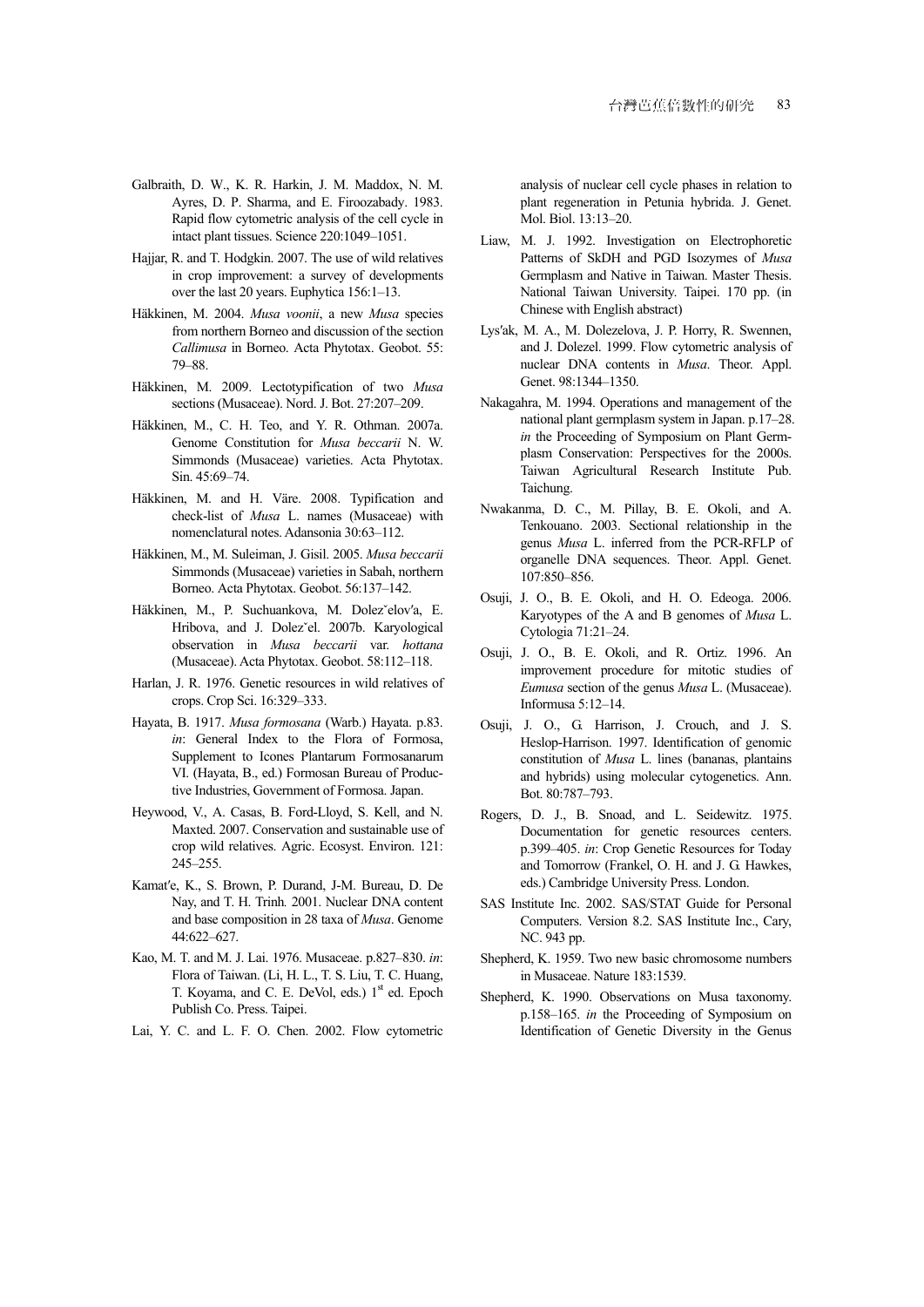Galbraith, D. W., K. R. Harkin, J. M. Maddox, N. M. Ayres, D. P. Sharma, and E. Firoozabady. 1983. Rapid flow cytometric analysis of the cell cycle in intact plant tissues. Science 220:1049–1051.

Hajjar, R. and T. Hodgkin. 2007. The use of wild relatives in crop improvement: a survey of developments over the last 20 years. Euphytica 156:1–13.

Häkkinen, M. 2004. *Musa voonii*, a new *Musa* species from northern Borneo and discussion of the section *Callimusa* in Borneo. Acta Phytotax. Geobot. 55: 79–88.

Häkkinen, M. 2009. Lectotypification of two *Musa* sections (Musaceae). Nord. J. Bot. 27:207–209.

Häkkinen, M., C. H. Teo, and Y. R. Othman. 2007a. Genome Constitution for *Musa beccarii* N. W. Simmonds (Musaceae) varieties. Acta Phytotax. Sin. 45:69–74.

Häkkinen, M. and H. Väre. 2008. Typification and check-list of *Musa* L. names (Musaceae) with nomenclatural notes. Adansonia 30:63–112.

Häkkinen, M., M. Suleiman, J. Gisil. 2005. *Musa beccarii* Simmonds (Musaceae) varieties in Sabah, northern Borneo. Acta Phytotax. Geobot. 56:137–142.

Häkkinen, M., P. Suchuankova, M. Doleželov'a, E. Hribova, and J. Doležel. 2007b. Karyological observation in *Musa beccarii* var. *hottana* (Musaceae). Acta Phytotax. Geobot. 58:112–118.

Harlan, J. R. 1976. Genetic resources in wild relatives of crops. Crop Sci. 16:329–333.

Hayata, B. 1917. *Musa formosana* (Warb.) Hayata. p.83. *in*: General Index to the Flora of Formosa, Supplement to Icones Plantarum Formosanarum VI. (Hayata, B., ed.) Formosan Bureau of Productive Industries, Government of Formosa. Japan.

Heywood, V., A. Casas, B. Ford-Lloyd, S. Kell, and N. Maxted. 2007. Conservation and sustainable use of crop wild relatives. Agric. Ecosyst. Environ. 121: 245–255.

Kamat'e, K., S. Brown, P. Durand, J-M. Bureau, D. De Nay, and T. H. Trinh. 2001. Nuclear DNA content and base composition in 28 taxa of *Musa*. Genome 44:622–627.

Kao, M. T. and M. J. Lai. 1976. Musaceae. p.827–830. *in*: Flora of Taiwan. (Li, H. L., T. S. Liu, T. C. Huang, T. Koyama, and C. E. DeVol, eds.) 1st ed. Epoch Publish Co. Press. Taipei.

Lai, Y. C. and L. F. O. Chen. 2002. Flow cytometric analysis of nuclear cell cycle phases in relation to plant regeneration in Petunia hybrida. J. Genet. Mol. Biol. 13:13–20.

Liaw, M. J. 1992. Investigation on Electrophoretic Patterns of SkDH and PGD Isozymes of *Musa* Germplasm and Native in Taiwan. Master Thesis. National Taiwan University. Taipei. 170 pp. (in Chinese with English abstract)

Lys'ak, M. A., M. Dolezelova, J. P. Horry, R. Swennen, and J. Dolezel. 1999. Flow cytometric analysis of nuclear DNA contents in *Musa*. Theor. Appl. Genet. 98:1344–1350.

Nakagahra, M. 1994. Operations and management of the national plant germplasm system in Japan. p.17–28. *in* the Proceeding of Symposium on Plant Germplasm Conservation: Perspectives for the 2000s. Taiwan Agricultural Research Institute Pub. Taichung.

Nwakanma, D. C., M. Pillay, B. E. Okoli, and A. Tenkouano. 2003. Sectional relationship in the genus *Musa* L. inferred from the PCR-RFLP of organelle DNA sequences. Theor. Appl. Genet. 107:850–856.

Osuji, J. O., B. E. Okoli, and H. O. Edeoga. 2006. Karyotypes of the A and B genomes of *Musa* L. Cytologia 71:21–24.

Osuji, J. O., B. E. Okoli, and R. Ortiz. 1996. An improvement procedure for mitotic studies of *Eumusa* section of the genus *Musa* L. (Musaceae). Informusa 5:12–14.

Osuji, J. O., G. Harrison, J. Crouch, and J. S. Heslop-Harrison. 1997. Identification of genomic constitution of *Musa* L. lines (bananas, plantains and hybrids) using molecular cytogenetics. Ann. Bot. 80:787–793.

Rogers, D. J., B. Snoad, and L. Seidewitz. 1975. Documentation for genetic resources centers. p.399–405. *in*: Crop Genetic Resources for Today and Tomorrow (Frankel, O. H. and J. G. Hawkes, eds.) Cambridge University Press. London.

SAS Institute Inc. 2002. SAS/STAT Guide for Personal Computers. Version 8.2. SAS Institute Inc., Cary, NC. 943 pp.

Shepherd, K. 1959. Two new basic chromosome numbers in Musaceae. Nature 183:1539.

Shepherd, K. 1990. Observations on Musa taxonomy. p.158–165. *in* the Proceeding of Symposium on Identification of Genetic Diversity in the Genus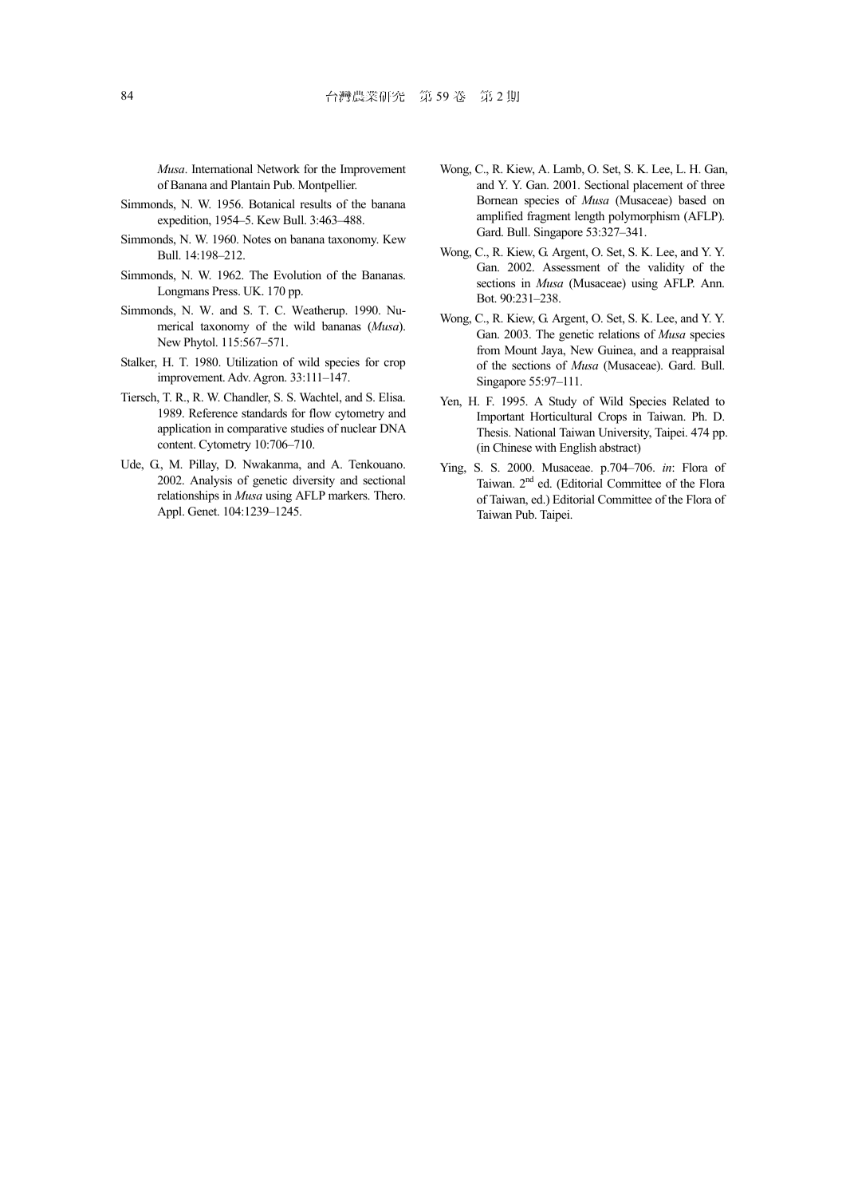*Musa*. International Network for the Improvement of Banana and Plantain Pub. Montpellier.

Simmonds, N. W. 1956. Botanical results of the banana expedition, 1954–5. Kew Bull. 3:463–488.

Simmonds, N. W. 1960. Notes on banana taxonomy. Kew Bull. 14:198–212.

Simmonds, N. W. 1962. The Evolution of the Bananas. Longmans Press. UK. 170 pp.

Simmonds, N. W. and S. T. C. Weatherup. 1990. Numerical taxonomy of the wild bananas (*Musa*). New Phytol. 115:567–571.

Stalker, H. T. 1980. Utilization of wild species for crop improvement. Adv. Agron. 33:111–147.

Tiersch, T. R., R. W. Chandler, S. S. Wachtel, and S. Elisa. 1989. Reference standards for flow cytometry and application in comparative studies of nuclear DNA content. Cytometry 10:706–710.

Ude, G., M. Pillay, D. Nwakanma, and A. Tenkouano. 2002. Analysis of genetic diversity and sectional relationships in *Musa* using AFLP markers. Thero. Appl. Genet. 104:1239–1245.

Wong, C., R. Kiew, A. Lamb, O. Set, S. K. Lee, L. H. Gan, and Y. Y. Gan. 2001. Sectional placement of three Bornean species of *Musa* (Musaceae) based on amplified fragment length polymorphism (AFLP). Gard. Bull. Singapore 53:327–341.

Wong, C., R. Kiew, G. Argent, O. Set, S. K. Lee, and Y. Y. Gan. 2002. Assessment of the validity of the sections in *Musa* (Musaceae) using AFLP. Ann. Bot. 90:231–238.

Wong, C., R. Kiew, G. Argent, O. Set, S. K. Lee, and Y. Y. Gan. 2003. The genetic relations of *Musa* species from Mount Jaya, New Guinea, and a reappraisal of the sections of *Musa* (Musaceae). Gard. Bull. Singapore 55:97–111.

Yen, H. F. 1995. A Study of Wild Species Related to Important Horticultural Crops in Taiwan. Ph. D. Thesis. National Taiwan University, Taipei. 474 pp. (in Chinese with English abstract)

Ying, S. S. 2000. Musaceae. p.704–706. *in*: Flora of Taiwan. 2nd ed. (Editorial Committee of the Flora of Taiwan, ed.) Editorial Committee of the Flora of Taiwan Pub. Taipei.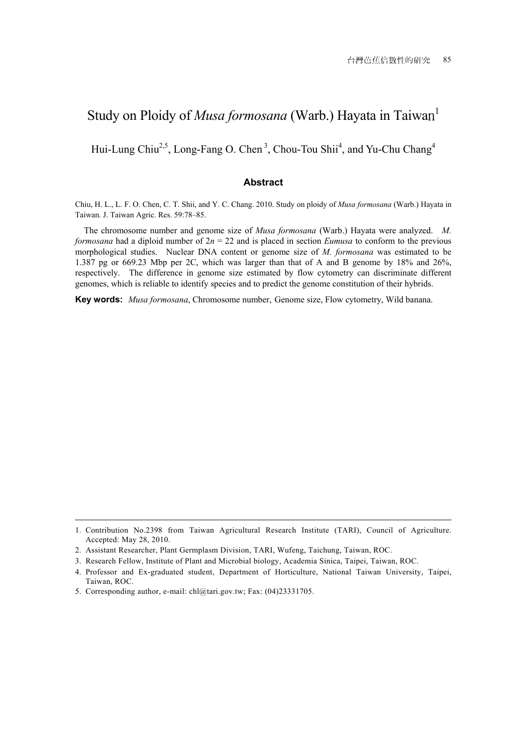# Study on Ploidy of *Musa formosana* (Warb.) Hayata in Taiwan[1]

Hui-Lung Chiu[2,5], Long-Fang O. Chen[3], Chou-Tou Shii[4], and Yu-Chu Chang[4]

## Abstract

Chiu, H. L., L. F. O. Chen, C. T. Shii, and Y. C. Chang. 2010. Study on ploidy of *Musa formosana* (Warb.) Hayata in Taiwan. J. Taiwan Agric. Res. 59:78–85.

The chromosome number and genome size of *Musa formosana* (Warb.) Hayata were analyzed. *M. formosana* had a diploid number of 2*n* = 22 and is placed in section *Eumusa* to conform to the previous morphological studies. Nuclear DNA content or genome size of *M. formosana* was estimated to be 1.387 pg or 669.23 Mbp per 2C, which was larger than that of A and B genome by 18% and 26%, respectively. The difference in genome size estimated by flow cytometry can discriminate different genomes, which is reliable to identify species and to predict the genome constitution of their hybrids.

**Key words:** *Musa formosana*, Chromosome number, Genome size, Flow cytometry, Wild banana.

---

1. Contribution No.2398 from Taiwan Agricultural Research Institute (TARI), Council of Agriculture. Accepted: May 28, 2010.
2. Assistant Researcher, Plant Germplasm Division, TARI, Wufeng, Taichung, Taiwan, ROC.
3. Research Fellow, Institute of Plant and Microbial biology, Academia Sinica, Taipei, Taiwan, ROC.
4. Professor and Ex-graduated student, Department of Horticulture, National Taiwan University, Taipei, Taiwan, ROC.
5. Corresponding author, e-mail: chl@tari.gov.tw; Fax: (04)23331705.